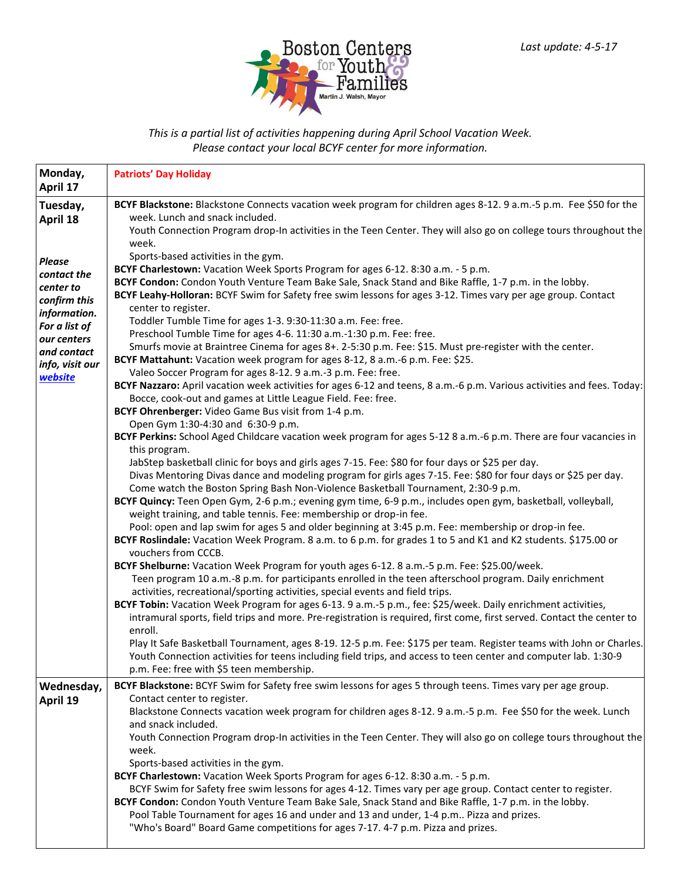*Last update: 4-5-17*

Boston Centers for Youth & Families
Martin J. Walsh, Mayor

*This is a partial list of activities happening during April School Vacation Week.*
*Please contact your local BCYF center for more information.*

| | |
|---|---|
| **Monday, April 17** | **Patriots' Day Holiday** |
| **Tuesday, April 18**<br><br>***Please contact the center to confirm this information. For a list of our centers and contact info, visit our [website](website)*** | **BCYF Blackstone:** Blackstone Connects vacation week program for children ages 8-12. 9 a.m.-5 p.m. Fee $50 for the week. Lunch and snack included.<br>Youth Connection Program drop-In activities in the Teen Center. They will also go on college tours throughout the week.<br>Sports-based activities in the gym.<br>**BCYF Charlestown:** Vacation Week Sports Program for ages 6-12. 8:30 a.m. - 5 p.m.<br>**BCYF Condon:** Condon Youth Venture Team Bake Sale, Snack Stand and Bike Raffle, 1-7 p.m. in the lobby.<br>**BCYF Leahy-Holloran:** BCYF Swim for Safety free swim lessons for ages 3-12. Times vary per age group. Contact center to register.<br>Toddler Tumble Time for ages 1-3. 9:30-11:30 a.m. Fee: free.<br>Preschool Tumble Time for ages 4-6. 11:30 a.m.-1:30 p.m. Fee: free.<br>Smurfs movie at Braintree Cinema for ages 8+. 2-5:30 p.m. Fee: $15. Must pre-register with the center.<br>**BCYF Mattahunt:** Vacation week program for ages 8-12, 8 a.m.-6 p.m. Fee: $25.<br>Valeo Soccer Program for ages 8-12. 9 a.m.-3 p.m. Fee: free.<br>**BCYF Nazzaro:** April vacation week activities for ages 6-12 and teens, 8 a.m.-6 p.m. Various activities and fees. Today: Bocce, cook-out and games at Little League Field. Fee: free.<br>**BCYF Ohrenberger:** Video Game Bus visit from 1-4 p.m.<br>Open Gym 1:30-4:30 and 6:30-9 p.m.<br>**BCYF Perkins:** School Aged Childcare vacation week program for ages 5-12 8 a.m.-6 p.m. There are four vacancies in this program.<br>JabStep basketball clinic for boys and girls ages 7-15. Fee: $80 for four days or $25 per day.<br>Divas Mentoring Divas dance and modeling program for girls ages 7-15. Fee: $80 for four days or $25 per day.<br>Come watch the Boston Spring Bash Non-Violence Basketball Tournament, 2:30-9 p.m.<br>**BCYF Quincy:** Teen Open Gym, 2-6 p.m.; evening gym time, 6-9 p.m., includes open gym, basketball, volleyball, weight training, and table tennis. Fee: membership or drop-in fee.<br>Pool: open and lap swim for ages 5 and older beginning at 3:45 p.m. Fee: membership or drop-in fee.<br>**BCYF Roslindale:** Vacation Week Program. 8 a.m. to 6 p.m. for grades 1 to 5 and K1 and K2 students. $175.00 or vouchers from CCCB.<br>**BCYF Shelburne:** Vacation Week Program for youth ages 6-12. 8 a.m.-5 p.m. Fee: $25.00/week.<br>Teen program 10 a.m.-8 p.m. for participants enrolled in the teen afterschool program. Daily enrichment activities, recreational/sporting activities, special events and field trips.<br>**BCYF Tobin:** Vacation Week Program for ages 6-13. 9 a.m.-5 p.m., fee: $25/week. Daily enrichment activities, intramural sports, field trips and more. Pre-registration is required, first come, first served. Contact the center to enroll.<br>Play It Safe Basketball Tournament, ages 8-19. 12-5 p.m. Fee: $175 per team. Register teams with John or Charles.<br>Youth Connection activities for teens including field trips, and access to teen center and computer lab. 1:30-9 p.m. Fee: free with $5 teen membership. |
| **Wednesday, April 19** | **BCYF Blackstone:** BCYF Swim for Safety free swim lessons for ages 5 through teens. Times vary per age group. Contact center to register.<br>Blackstone Connects vacation week program for children ages 8-12. 9 a.m.-5 p.m. Fee $50 for the week. Lunch and snack included.<br>Youth Connection Program drop-In activities in the Teen Center. They will also go on college tours throughout the week.<br>Sports-based activities in the gym.<br>**BCYF Charlestown:** Vacation Week Sports Program for ages 6-12. 8:30 a.m. - 5 p.m.<br>BCYF Swim for Safety free swim lessons for ages 4-12. Times vary per age group. Contact center to register.<br>**BCYF Condon:** Condon Youth Venture Team Bake Sale, Snack Stand and Bike Raffle, 1-7 p.m. in the lobby.<br>Pool Table Tournament for ages 16 and under and 13 and under, 1-4 p.m.. Pizza and prizes.<br>"Who's Board" Board Game competitions for ages 7-17. 4-7 p.m. Pizza and prizes. |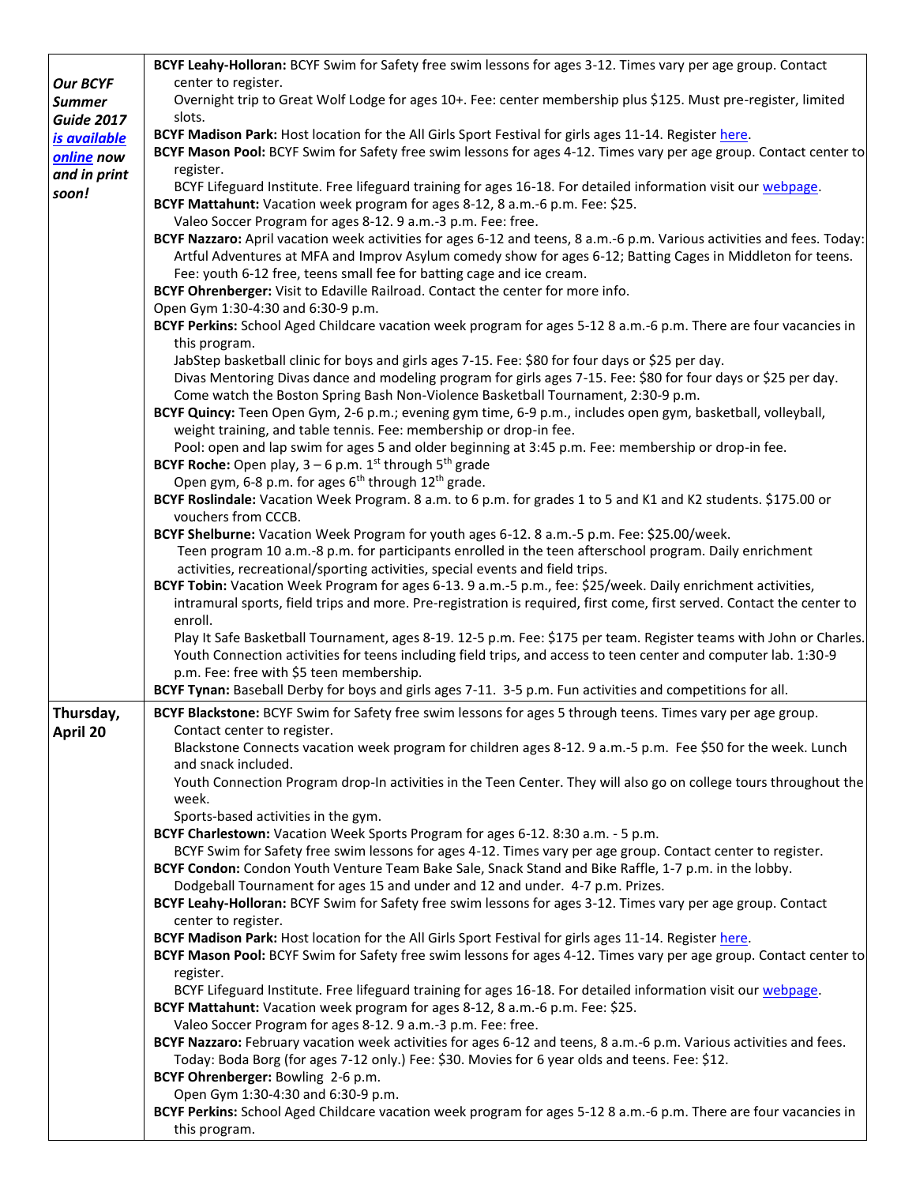| | |
|---|---|
| ***Our BCYF Summer Guide 2017 is available online now and in print soon!*** | **BCYF Leahy-Holloran:** BCYF Swim for Safety free swim lessons for ages 3-12. Times vary per age group. Contact center to register.<br>Overnight trip to Great Wolf Lodge for ages 10+. Fee: center membership plus $125. Must pre-register, limited slots.<br>**BCYF Madison Park:** Host location for the All Girls Sport Festival for girls ages 11-14. Register here.<br>**BCYF Mason Pool:** BCYF Swim for Safety free swim lessons for ages 4-12. Times vary per age group. Contact center to register.<br>BCYF Lifeguard Institute. Free lifeguard training for ages 16-18. For detailed information visit our webpage.<br>**BCYF Mattahunt:** Vacation week program for ages 8-12, 8 a.m.-6 p.m. Fee: $25.<br>Valeo Soccer Program for ages 8-12. 9 a.m.-3 p.m. Fee: free.<br>**BCYF Nazzaro:** April vacation week activities for ages 6-12 and teens, 8 a.m.-6 p.m. Various activities and fees. Today: Artful Adventures at MFA and Improv Asylum comedy show for ages 6-12; Batting Cages in Middleton for teens. Fee: youth 6-12 free, teens small fee for batting cage and ice cream.<br>**BCYF Ohrenberger:** Visit to Edaville Railroad. Contact the center for more info.<br>Open Gym 1:30-4:30 and 6:30-9 p.m.<br>**BCYF Perkins:** School Aged Childcare vacation week program for ages 5-12 8 a.m.-6 p.m. There are four vacancies in this program.<br>JabStep basketball clinic for boys and girls ages 7-15. Fee: $80 for four days or $25 per day.<br>Divas Mentoring Divas dance and modeling program for girls ages 7-15. Fee: $80 for four days or $25 per day.<br>Come watch the Boston Spring Bash Non-Violence Basketball Tournament, 2:30-9 p.m.<br>**BCYF Quincy:** Teen Open Gym, 2-6 p.m.; evening gym time, 6-9 p.m., includes open gym, basketball, volleyball, weight training, and table tennis. Fee: membership or drop-in fee.<br>Pool: open and lap swim for ages 5 and older beginning at 3:45 p.m. Fee: membership or drop-in fee.<br>**BCYF Roche:** Open play, 3 – 6 p.m. 1st through 5th grade<br>Open gym, 6-8 p.m. for ages 6th through 12th grade.<br>**BCYF Roslindale:** Vacation Week Program. 8 a.m. to 6 p.m. for grades 1 to 5 and K1 and K2 students. $175.00 or vouchers from CCCB.<br>**BCYF Shelburne:** Vacation Week Program for youth ages 6-12. 8 a.m.-5 p.m. Fee: $25.00/week.<br>Teen program 10 a.m.-8 p.m. for participants enrolled in the teen afterschool program. Daily enrichment activities, recreational/sporting activities, special events and field trips.<br>**BCYF Tobin:** Vacation Week Program for ages 6-13. 9 a.m.-5 p.m., fee: $25/week. Daily enrichment activities, intramural sports, field trips and more. Pre-registration is required, first come, first served. Contact the center to enroll.<br>Play It Safe Basketball Tournament, ages 8-19. 12-5 p.m. Fee: $175 per team. Register teams with John or Charles.<br>Youth Connection activities for teens including field trips, and access to teen center and computer lab. 1:30-9 p.m. Fee: free with $5 teen membership.<br>**BCYF Tynan:** Baseball Derby for boys and girls ages 7-11. 3-5 p.m. Fun activities and competitions for all. |
| **Thursday, April 20** | **BCYF Blackstone:** BCYF Swim for Safety free swim lessons for ages 5 through teens. Times vary per age group. Contact center to register.<br>Blackstone Connects vacation week program for children ages 8-12. 9 a.m.-5 p.m. Fee $50 for the week. Lunch and snack included.<br>Youth Connection Program drop-In activities in the Teen Center. They will also go on college tours throughout the week.<br>Sports-based activities in the gym.<br>**BCYF Charlestown:** Vacation Week Sports Program for ages 6-12. 8:30 a.m. - 5 p.m.<br>BCYF Swim for Safety free swim lessons for ages 4-12. Times vary per age group. Contact center to register.<br>**BCYF Condon:** Condon Youth Venture Team Bake Sale, Snack Stand and Bike Raffle, 1-7 p.m. in the lobby.<br>Dodgeball Tournament for ages 15 and under and 12 and under. 4-7 p.m. Prizes.<br>**BCYF Leahy-Holloran:** BCYF Swim for Safety free swim lessons for ages 3-12. Times vary per age group. Contact center to register.<br>**BCYF Madison Park:** Host location for the All Girls Sport Festival for girls ages 11-14. Register here.<br>**BCYF Mason Pool:** BCYF Swim for Safety free swim lessons for ages 4-12. Times vary per age group. Contact center to register.<br>BCYF Lifeguard Institute. Free lifeguard training for ages 16-18. For detailed information visit our webpage.<br>**BCYF Mattahunt:** Vacation week program for ages 8-12, 8 a.m.-6 p.m. Fee: $25.<br>Valeo Soccer Program for ages 8-12. 9 a.m.-3 p.m. Fee: free.<br>**BCYF Nazzaro:** February vacation week activities for ages 6-12 and teens, 8 a.m.-6 p.m. Various activities and fees. Today: Boda Borg (for ages 7-12 only.) Fee: $30. Movies for 6 year olds and teens. Fee: $12.<br>**BCYF Ohrenberger:** Bowling 2-6 p.m.<br>Open Gym 1:30-4:30 and 6:30-9 p.m.<br>**BCYF Perkins:** School Aged Childcare vacation week program for ages 5-12 8 a.m.-6 p.m. There are four vacancies in this program. |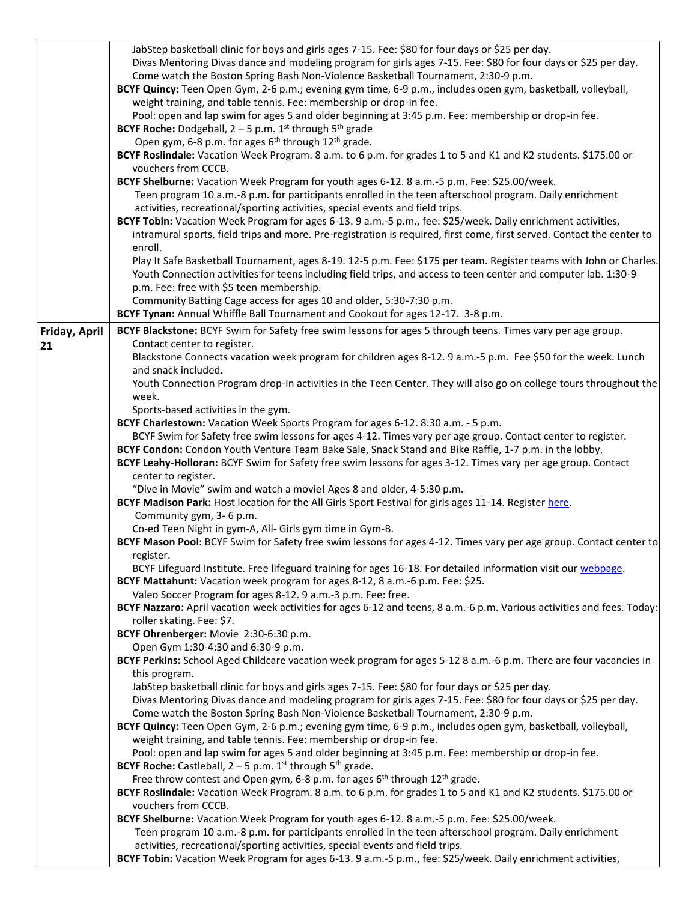| | |
|---|---|
| | JabStep basketball clinic for boys and girls ages 7-15. Fee: $80 for four days or $25 per day.<br>Divas Mentoring Divas dance and modeling program for girls ages 7-15. Fee: $80 for four days or $25 per day.<br>Come watch the Boston Spring Bash Non-Violence Basketball Tournament, 2:30-9 p.m.<br>**BCYF Quincy:** Teen Open Gym, 2-6 p.m.; evening gym time, 6-9 p.m., includes open gym, basketball, volleyball, weight training, and table tennis. Fee: membership or drop-in fee.<br>Pool: open and lap swim for ages 5 and older beginning at 3:45 p.m. Fee: membership or drop-in fee.<br>**BCYF Roche:** Dodgeball, 2 – 5 p.m. 1st through 5th grade<br>Open gym, 6-8 p.m. for ages 6th through 12th grade.<br>**BCYF Roslindale:** Vacation Week Program. 8 a.m. to 6 p.m. for grades 1 to 5 and K1 and K2 students. $175.00 or vouchers from CCCB.<br>**BCYF Shelburne:** Vacation Week Program for youth ages 6-12. 8 a.m.-5 p.m. Fee: $25.00/week.<br>Teen program 10 a.m.-8 p.m. for participants enrolled in the teen afterschool program. Daily enrichment activities, recreational/sporting activities, special events and field trips.<br>**BCYF Tobin:** Vacation Week Program for ages 6-13. 9 a.m.-5 p.m., fee: $25/week. Daily enrichment activities, intramural sports, field trips and more. Pre-registration is required, first come, first served. Contact the center to enroll.<br>Play It Safe Basketball Tournament, ages 8-19. 12-5 p.m. Fee: $175 per team. Register teams with John or Charles.<br>Youth Connection activities for teens including field trips, and access to teen center and computer lab. 1:30-9 p.m. Fee: free with $5 teen membership.<br>Community Batting Cage access for ages 10 and older, 5:30-7:30 p.m.<br>**BCYF Tynan:** Annual Whiffle Ball Tournament and Cookout for ages 12-17. 3-8 p.m. |
| **Friday, April 21** | **BCYF Blackstone:** BCYF Swim for Safety free swim lessons for ages 5 through teens. Times vary per age group. Contact center to register.<br>Blackstone Connects vacation week program for children ages 8-12. 9 a.m.-5 p.m. Fee $50 for the week. Lunch and snack included.<br>Youth Connection Program drop-In activities in the Teen Center. They will also go on college tours throughout the week.<br>Sports-based activities in the gym.<br>**BCYF Charlestown:** Vacation Week Sports Program for ages 6-12. 8:30 a.m. - 5 p.m.<br>BCYF Swim for Safety free swim lessons for ages 4-12. Times vary per age group. Contact center to register.<br>**BCYF Condon:** Condon Youth Venture Team Bake Sale, Snack Stand and Bike Raffle, 1-7 p.m. in the lobby.<br>**BCYF Leahy-Holloran:** BCYF Swim for Safety free swim lessons for ages 3-12. Times vary per age group. Contact center to register.<br>"Dive in Movie" swim and watch a movie! Ages 8 and older, 4-5:30 p.m.<br>**BCYF Madison Park:** Host location for the All Girls Sport Festival for girls ages 11-14. Register here.<br>Community gym, 3- 6 p.m.<br>Co-ed Teen Night in gym-A, All- Girls gym time in Gym-B.<br>**BCYF Mason Pool:** BCYF Swim for Safety free swim lessons for ages 4-12. Times vary per age group. Contact center to register.<br>BCYF Lifeguard Institute. Free lifeguard training for ages 16-18. For detailed information visit our webpage.<br>**BCYF Mattahunt:** Vacation week program for ages 8-12, 8 a.m.-6 p.m. Fee: $25.<br>Valeo Soccer Program for ages 8-12. 9 a.m.-3 p.m. Fee: free.<br>**BCYF Nazzaro:** April vacation week activities for ages 6-12 and teens, 8 a.m.-6 p.m. Various activities and fees. Today: roller skating. Fee: $7.<br>**BCYF Ohrenberger:** Movie 2:30-6:30 p.m.<br>Open Gym 1:30-4:30 and 6:30-9 p.m.<br>**BCYF Perkins:** School Aged Childcare vacation week program for ages 5-12 8 a.m.-6 p.m. There are four vacancies in this program.<br>JabStep basketball clinic for boys and girls ages 7-15. Fee: $80 for four days or $25 per day.<br>Divas Mentoring Divas dance and modeling program for girls ages 7-15. Fee: $80 for four days or $25 per day.<br>Come watch the Boston Spring Bash Non-Violence Basketball Tournament, 2:30-9 p.m.<br>**BCYF Quincy:** Teen Open Gym, 2-6 p.m.; evening gym time, 6-9 p.m., includes open gym, basketball, volleyball, weight training, and table tennis. Fee: membership or drop-in fee.<br>Pool: open and lap swim for ages 5 and older beginning at 3:45 p.m. Fee: membership or drop-in fee.<br>**BCYF Roche:** Castleball, 2 – 5 p.m. 1st through 5th grade.<br>Free throw contest and Open gym, 6-8 p.m. for ages 6th through 12th grade.<br>**BCYF Roslindale:** Vacation Week Program. 8 a.m. to 6 p.m. for grades 1 to 5 and K1 and K2 students. $175.00 or vouchers from CCCB.<br>**BCYF Shelburne:** Vacation Week Program for youth ages 6-12. 8 a.m.-5 p.m. Fee: $25.00/week.<br>Teen program 10 a.m.-8 p.m. for participants enrolled in the teen afterschool program. Daily enrichment activities, recreational/sporting activities, special events and field trips.<br>**BCYF Tobin:** Vacation Week Program for ages 6-13. 9 a.m.-5 p.m., fee: $25/week. Daily enrichment activities, |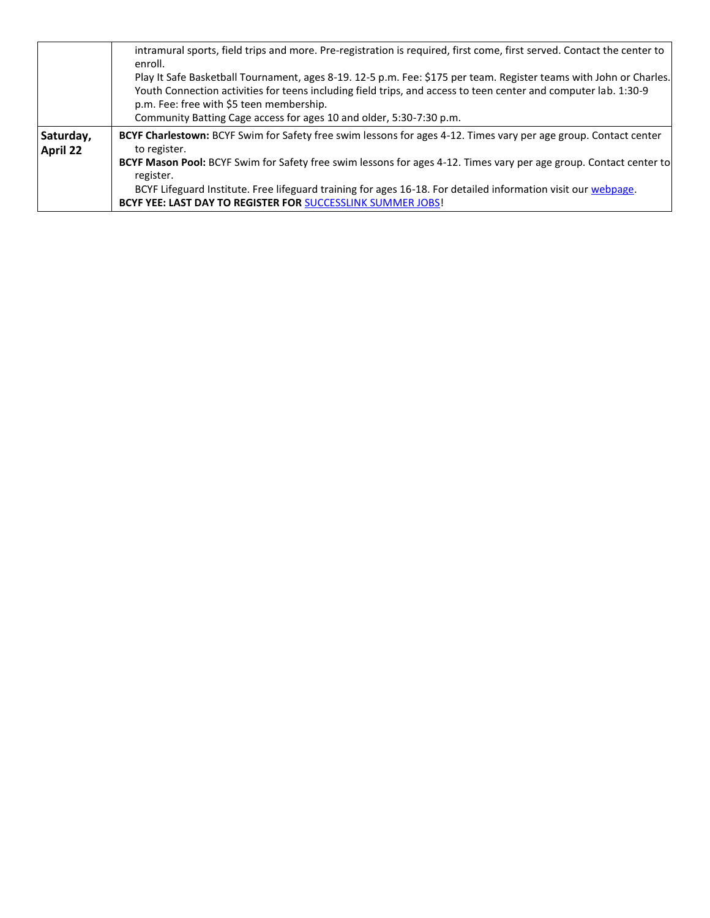| | |
|---|---|
| | intramural sports, field trips and more. Pre-registration is required, first come, first served. Contact the center to enroll.<br>Play It Safe Basketball Tournament, ages 8-19. 12-5 p.m. Fee: $175 per team. Register teams with John or Charles.<br>Youth Connection activities for teens including field trips, and access to teen center and computer lab. 1:30-9 p.m. Fee: free with $5 teen membership.<br>Community Batting Cage access for ages 10 and older, 5:30-7:30 p.m. |
| **Saturday, April 22** | **BCYF Charlestown:** BCYF Swim for Safety free swim lessons for ages 4-12. Times vary per age group. Contact center to register.<br>**BCYF Mason Pool:** BCYF Swim for Safety free swim lessons for ages 4-12. Times vary per age group. Contact center to register.<br>BCYF Lifeguard Institute. Free lifeguard training for ages 16-18. For detailed information visit our webpage.<br>**BCYF YEE: LAST DAY TO REGISTER FOR SUCCESSLINK SUMMER JOBS!** |